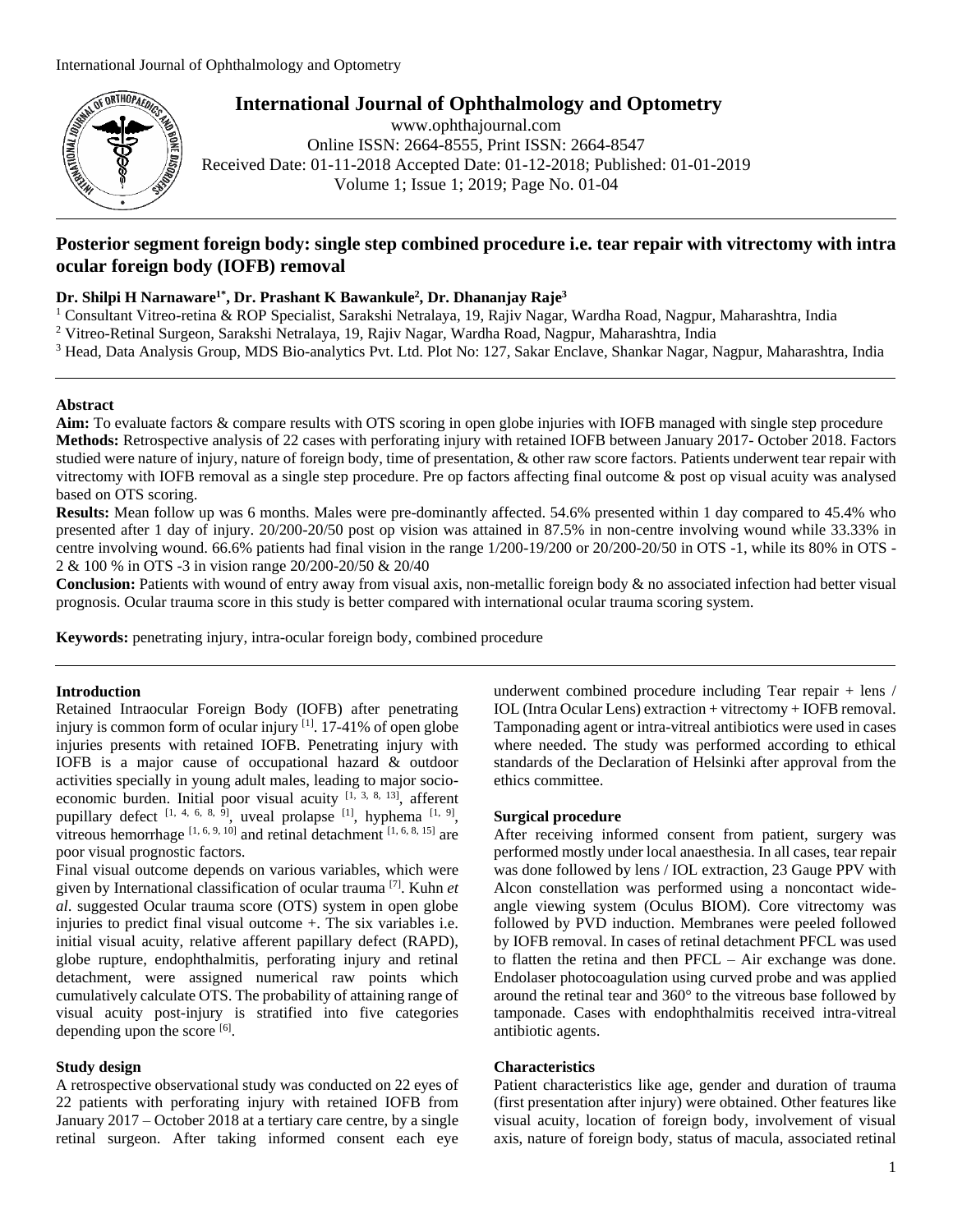# Posterior segment foreign body: single step combined procedure i.e. tear repair with vitrectomy with intra ocular foreign body (IOFB) removal

**Dr. Shilpi H Narnaware[1*], Dr. Prashant K Bawankule[2], Dr. Dhananjay Raje[3]**

[1] Consultant Vitreo-retina & ROP Specialist, Sarakshi Netralaya, 19, Rajiv Nagar, Wardha Road, Nagpur, Maharashtra, India
[2] Vitreo-Retinal Surgeon, Sarakshi Netralaya, 19, Rajiv Nagar, Wardha Road, Nagpur, Maharashtra, India
[3] Head, Data Analysis Group, MDS Bio-analytics Pvt. Ltd. Plot No: 127, Sakar Enclave, Shankar Nagar, Nagpur, Maharashtra, India

## Abstract

**Aim:** To evaluate factors & compare results with OTS scoring in open globe injuries with IOFB managed with single step procedure

**Methods:** Retrospective analysis of 22 cases with perforating injury with retained IOFB between January 2017- October 2018. Factors studied were nature of injury, nature of foreign body, time of presentation, & other raw score factors. Patients underwent tear repair with vitrectomy with IOFB removal as a single step procedure. Pre op factors affecting final outcome & post op visual acuity was analysed based on OTS scoring.

**Results:** Mean follow up was 6 months. Males were pre-dominantly affected. 54.6% presented within 1 day compared to 45.4% who presented after 1 day of injury. 20/200-20/50 post op vision was attained in 87.5% in non-centre involving wound while 33.33% in centre involving wound. 66.6% patients had final vision in the range 1/200-19/200 or 20/200-20/50 in OTS -1, while its 80% in OTS - 2 & 100 % in OTS -3 in vision range 20/200-20/50 & 20/40

**Conclusion:** Patients with wound of entry away from visual axis, non-metallic foreign body & no associated infection had better visual prognosis. Ocular trauma score in this study is better compared with international ocular trauma scoring system.

**Keywords:** penetrating injury, intra-ocular foreign body, combined procedure

## Introduction

Retained Intraocular Foreign Body (IOFB) after penetrating injury is common form of ocular injury [1]. 17-41% of open globe injuries presents with retained IOFB. Penetrating injury with IOFB is a major cause of occupational hazard & outdoor activities specially in young adult males, leading to major socio-economic burden. Initial poor visual acuity [1, 3, 8, 13], afferent pupillary defect [1, 4, 6, 8, 9], uveal prolapse [1], hyphema [1, 9], vitreous hemorrhage [1, 6, 9, 10] and retinal detachment [1, 6, 8, 15] are poor visual prognostic factors.

Final visual outcome depends on various variables, which were given by International classification of ocular trauma [7]. Kuhn *et al*. suggested Ocular trauma score (OTS) system in open globe injuries to predict final visual outcome +. The six variables i.e. initial visual acuity, relative afferent papillary defect (RAPD), globe rupture, endophthalmitis, perforating injury and retinal detachment, were assigned numerical raw points which cumulatively calculate OTS. The probability of attaining range of visual acuity post-injury is stratified into five categories depending upon the score [6].

## Study design

A retrospective observational study was conducted on 22 eyes of 22 patients with perforating injury with retained IOFB from January 2017 – October 2018 at a tertiary care centre, by a single retinal surgeon. After taking informed consent each eye underwent combined procedure including Tear repair + lens / IOL (Intra Ocular Lens) extraction + vitrectomy + IOFB removal. Tamponading agent or intra-vitreal antibiotics were used in cases where needed. The study was performed according to ethical standards of the Declaration of Helsinki after approval from the ethics committee.

## Surgical procedure

After receiving informed consent from patient, surgery was performed mostly under local anaesthesia. In all cases, tear repair was done followed by lens / IOL extraction, 23 Gauge PPV with Alcon constellation was performed using a noncontact wide-angle viewing system (Oculus BIOM). Core vitrectomy was followed by PVD induction. Membranes were peeled followed by IOFB removal. In cases of retinal detachment PFCL was used to flatten the retina and then PFCL – Air exchange was done. Endolaser photocoagulation using curved probe and was applied around the retinal tear and 360° to the vitreous base followed by tamponade. Cases with endophthalmitis received intra-vitreal antibiotic agents.

## Characteristics

Patient characteristics like age, gender and duration of trauma (first presentation after injury) were obtained. Other features like visual acuity, location of foreign body, involvement of visual axis, nature of foreign body, status of macula, associated retinal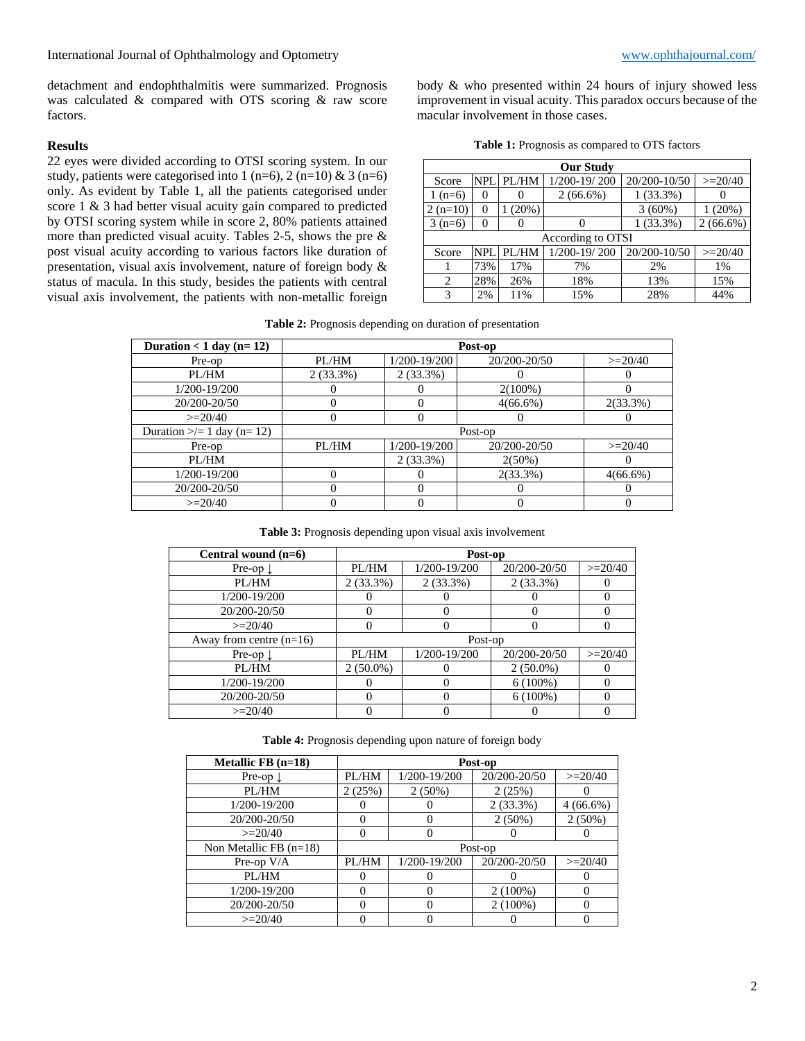detachment and endophthalmitis were summarized. Prognosis was calculated & compared with OTS scoring & raw score factors.

## Results

22 eyes were divided according to OTSI scoring system. In our study, patients were categorised into 1 (n=6), 2 (n=10) & 3 (n=6) only. As evident by Table 1, all the patients categorised under score 1 & 3 had better visual acuity gain compared to predicted by OTSI scoring system while in score 2, 80% patients attained more than predicted visual acuity. Tables 2-5, shows the pre & post visual acuity according to various factors like duration of presentation, visual axis involvement, nature of foreign body & status of macula. In this study, besides the patients with central visual axis involvement, the patients with non-metallic foreign body & who presented within 24 hours of injury showed less improvement in visual acuity. This paradox occurs because of the macular involvement in those cases.

**Table 1:** Prognosis as compared to OTS factors

| **Our Study** | | | | | |
|---|---|---|---|---|---|
| Score | NPL | PL/HM | 1/200-19/ 200 | 20/200-10/50 | >=20/40 |
| 1 (n=6) | 0 | 0 | 2 (66.6%) | 1 (33.3%) | 0 |
| 2 (n=10) | 0 | 1 (20%) | | 3 (60%) | 1 (20%) |
| 3 (n=6) | 0 | 0 | 0 | 1 (33.3%) | 2 (66.6%) |
| According to OTSI | | | | | |
| Score | NPL | PL/HM | 1/200-19/ 200 | 20/200-10/50 | >=20/40 |
| 1 | 73% | 17% | 7% | 2% | 1% |
| 2 | 28% | 26% | 18% | 13% | 15% |
| 3 | 2% | 11% | 15% | 28% | 44% |

**Table 2:** Prognosis depending on duration of presentation

| **Duration < 1 day (n= 12)** | **Post-op** | | | |
|---|---|---|---|---|
| Pre-op | PL/HM | 1/200-19/200 | 20/200-20/50 | >=20/40 |
| PL/HM | 2 (33.3%) | 2 (33.3%) | 0 | 0 |
| 1/200-19/200 | 0 | 0 | 2(100%) | 0 |
| 20/200-20/50 | 0 | 0 | 4(66.6%) | 2(33.3%) |
| >=20/40 | 0 | 0 | 0 | 0 |
| Duration >/= 1 day (n= 12) | Post-op | | | |
| Pre-op | PL/HM | 1/200-19/200 | 20/200-20/50 | >=20/40 |
| PL/HM | | 2 (33.3%) | 2(50%) | 0 |
| 1/200-19/200 | 0 | 0 | 2(33.3%) | 4(66.6%) |
| 20/200-20/50 | 0 | 0 | 0 | 0 |
| >=20/40 | 0 | 0 | 0 | 0 |

**Table 3:** Prognosis depending upon visual axis involvement

| **Central wound (n=6)** | **Post-op** | | | |
|---|---|---|---|---|
| Pre-op ↓ | PL/HM | 1/200-19/200 | 20/200-20/50 | >=20/40 |
| PL/HM | 2 (33.3%) | 2 (33.3%) | 2 (33.3%) | 0 |
| 1/200-19/200 | 0 | 0 | 0 | 0 |
| 20/200-20/50 | 0 | 0 | 0 | 0 |
| >=20/40 | 0 | 0 | 0 | 0 |
| Away from centre (n=16) | Post-op | | | |
| Pre-op ↓ | PL/HM | 1/200-19/200 | 20/200-20/50 | >=20/40 |
| PL/HM | 2 (50.0%) | 0 | 2 (50.0%) | 0 |
| 1/200-19/200 | 0 | 0 | 6 (100%) | 0 |
| 20/200-20/50 | 0 | 0 | 6 (100%) | 0 |
| >=20/40 | 0 | 0 | 0 | 0 |

**Table 4:** Prognosis depending upon nature of foreign body

| **Metallic FB (n=18)** | **Post-op** | | | |
|---|---|---|---|---|
| Pre-op ↓ | PL/HM | 1/200-19/200 | 20/200-20/50 | >=20/40 |
| PL/HM | 2 (25%) | 2 (50%) | 2 (25%) | 0 |
| 1/200-19/200 | 0 | 0 | 2 (33.3%) | 4 (66.6%) |
| 20/200-20/50 | 0 | 0 | 2 (50%) | 2 (50%) |
| >=20/40 | 0 | 0 | 0 | 0 |
| Non Metallic FB (n=18) | Post-op | | | |
| Pre-op V/A | PL/HM | 1/200-19/200 | 20/200-20/50 | >=20/40 |
| PL/HM | 0 | 0 | 0 | 0 |
| 1/200-19/200 | 0 | 0 | 2 (100%) | 0 |
| 20/200-20/50 | 0 | 0 | 2 (100%) | 0 |
| >=20/40 | 0 | 0 | 0 | 0 |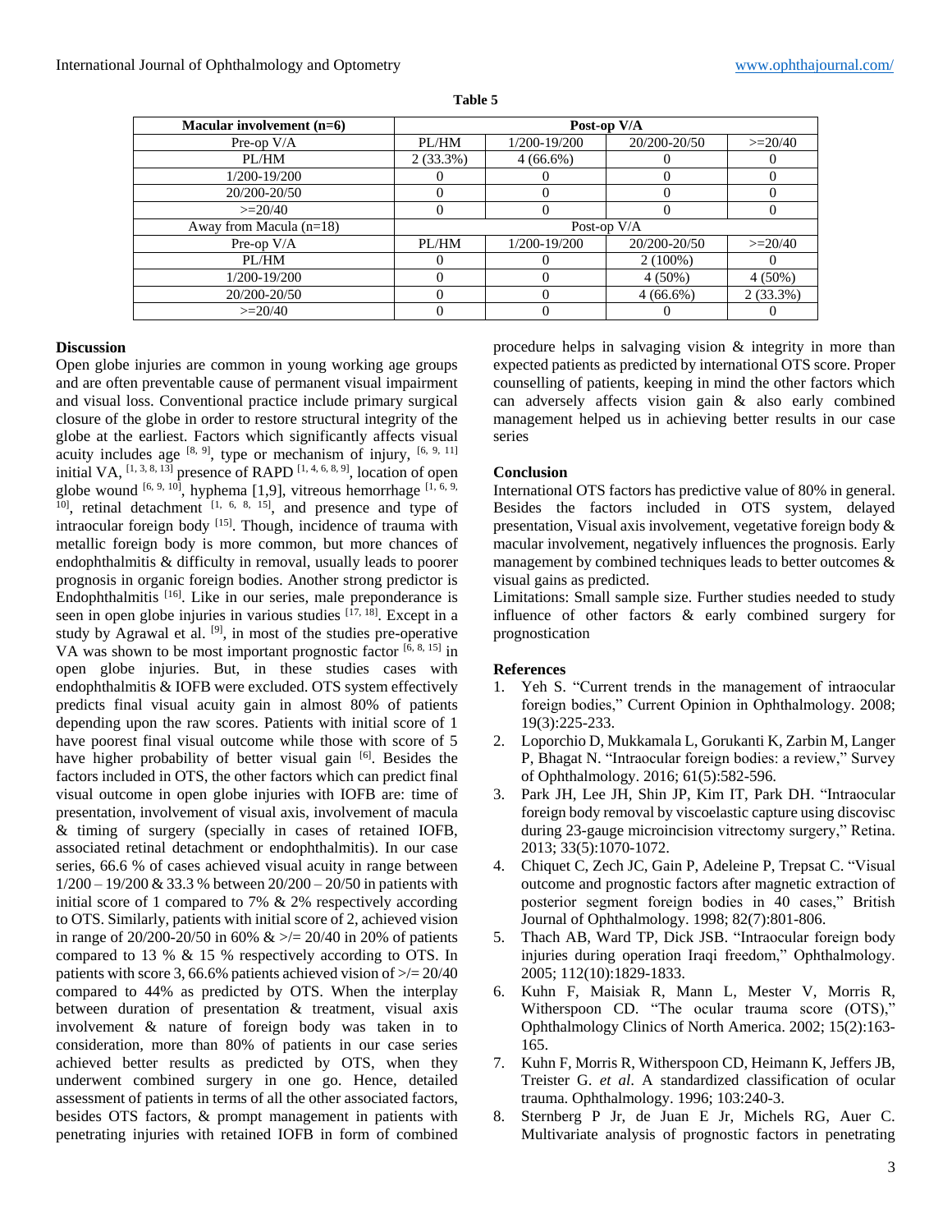**Table 5**

| Macular involvement (n=6) | Post-op V/A | | | |
|---|---|---|---|---|
| Pre-op V/A | PL/HM | 1/200-19/200 | 20/200-20/50 | >=20/40 |
| PL/HM | 2 (33.3%) | 4 (66.6%) | 0 | 0 |
| 1/200-19/200 | 0 | 0 | 0 | 0 |
| 20/200-20/50 | 0 | 0 | 0 | 0 |
| >=20/40 | 0 | 0 | 0 | 0 |
| Away from Macula (n=18) | Post-op V/A | | | |
| Pre-op V/A | PL/HM | 1/200-19/200 | 20/200-20/50 | >=20/40 |
| PL/HM | 0 | 0 | 2 (100%) | 0 |
| 1/200-19/200 | 0 | 0 | 4 (50%) | 4 (50%) |
| 20/200-20/50 | 0 | 0 | 4 (66.6%) | 2 (33.3%) |
| >=20/40 | 0 | 0 | 0 | 0 |

## Discussion

Open globe injuries are common in young working age groups and are often preventable cause of permanent visual impairment and visual loss. Conventional practice include primary surgical closure of the globe in order to restore structural integrity of the globe at the earliest. Factors which significantly affects visual acuity includes age [8, 9], type or mechanism of injury, [6, 9, 11] initial VA, [1, 3, 8, 13] presence of RAPD [1, 4, 6, 8, 9], location of open globe wound [6, 9, 10], hyphema [1,9], vitreous hemorrhage [1, 6, 9, 10], retinal detachment [1, 6, 8, 15], and presence and type of intraocular foreign body [15]. Though, incidence of trauma with metallic foreign body is more common, but more chances of endophthalmitis & difficulty in removal, usually leads to poorer prognosis in organic foreign bodies. Another strong predictor is Endophthalmitis [16]. Like in our series, male preponderance is seen in open globe injuries in various studies [17, 18]. Except in a study by Agrawal et al. [9], in most of the studies pre-operative VA was shown to be most important prognostic factor [6, 8, 15] in open globe injuries. But, in these studies cases with endophthalmitis & IOFB were excluded. OTS system effectively predicts final visual acuity gain in almost 80% of patients depending upon the raw scores. Patients with initial score of 1 have poorest final visual outcome while those with score of 5 have higher probability of better visual gain [6]. Besides the factors included in OTS, the other factors which can predict final visual outcome in open globe injuries with IOFB are: time of presentation, involvement of visual axis, involvement of macula & timing of surgery (specially in cases of retained IOFB, associated retinal detachment or endophthalmitis). In our case series, 66.6 % of cases achieved visual acuity in range between 1/200 – 19/200 & 33.3 % between 20/200 – 20/50 in patients with initial score of 1 compared to 7% & 2% respectively according to OTS. Similarly, patients with initial score of 2, achieved vision in range of 20/200-20/50 in 60% & >/= 20/40 in 20% of patients compared to 13 % & 15 % respectively according to OTS. In patients with score 3, 66.6% patients achieved vision of >/= 20/40 compared to 44% as predicted by OTS. When the interplay between duration of presentation & treatment, visual axis involvement & nature of foreign body was taken in to consideration, more than 80% of patients in our case series achieved better results as predicted by OTS, when they underwent combined surgery in one go. Hence, detailed assessment of patients in terms of all the other associated factors, besides OTS factors, & prompt management in patients with penetrating injuries with retained IOFB in form of combined procedure helps in salvaging vision & integrity in more than expected patients as predicted by international OTS score. Proper counselling of patients, keeping in mind the other factors which can adversely affects vision gain & also early combined management helped us in achieving better results in our case series

## Conclusion

International OTS factors has predictive value of 80% in general. Besides the factors included in OTS system, delayed presentation, Visual axis involvement, vegetative foreign body & macular involvement, negatively influences the prognosis. Early management by combined techniques leads to better outcomes & visual gains as predicted.

Limitations: Small sample size. Further studies needed to study influence of other factors & early combined surgery for prognostication

## References

1. Yeh S. "Current trends in the management of intraocular foreign bodies," Current Opinion in Ophthalmology. 2008; 19(3):225-233.
2. Loporchio D, Mukkamala L, Gorukanti K, Zarbin M, Langer P, Bhagat N. "Intraocular foreign bodies: a review," Survey of Ophthalmology. 2016; 61(5):582-596.
3. Park JH, Lee JH, Shin JP, Kim IT, Park DH. "Intraocular foreign body removal by viscoelastic capture using discovisc during 23-gauge microincision vitrectomy surgery," Retina. 2013; 33(5):1070-1072.
4. Chiquet C, Zech JC, Gain P, Adeleine P, Trepsat C. "Visual outcome and prognostic factors after magnetic extraction of posterior segment foreign bodies in 40 cases," British Journal of Ophthalmology. 1998; 82(7):801-806.
5. Thach AB, Ward TP, Dick JSB. "Intraocular foreign body injuries during operation Iraqi freedom," Ophthalmology. 2005; 112(10):1829-1833.
6. Kuhn F, Maisiak R, Mann L, Mester V, Morris R, Witherspoon CD. "The ocular trauma score (OTS)," Ophthalmology Clinics of North America. 2002; 15(2):163-165.
7. Kuhn F, Morris R, Witherspoon CD, Heimann K, Jeffers JB, Treister G. *et al*. A standardized classification of ocular trauma. Ophthalmology. 1996; 103:240-3.
8. Sternberg P Jr, de Juan E Jr, Michels RG, Auer C. Multivariate analysis of prognostic factors in penetrating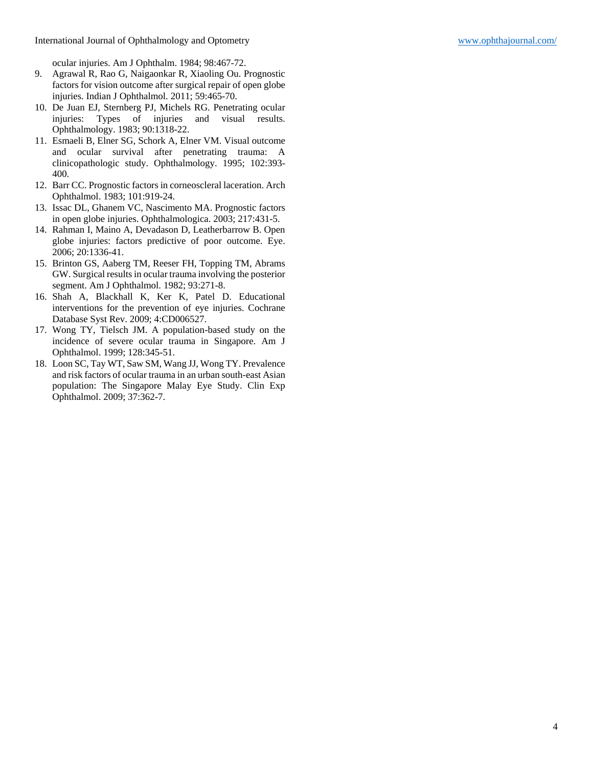ocular injuries. Am J Ophthalm. 1984; 98:467-72.

9. Agrawal R, Rao G, Naigaonkar R, Xiaoling Ou. Prognostic factors for vision outcome after surgical repair of open globe injuries. Indian J Ophthalmol. 2011; 59:465-70.
10. De Juan EJ, Sternberg PJ, Michels RG. Penetrating ocular injuries: Types of injuries and visual results. Ophthalmology. 1983; 90:1318-22.
11. Esmaeli B, Elner SG, Schork A, Elner VM. Visual outcome and ocular survival after penetrating trauma: A clinicopathologic study. Ophthalmology. 1995; 102:393-400.
12. Barr CC. Prognostic factors in corneoscleral laceration. Arch Ophthalmol. 1983; 101:919-24.
13. Issac DL, Ghanem VC, Nascimento MA. Prognostic factors in open globe injuries. Ophthalmologica. 2003; 217:431-5.
14. Rahman I, Maino A, Devadason D, Leatherbarrow B. Open globe injuries: factors predictive of poor outcome. Eye. 2006; 20:1336-41.
15. Brinton GS, Aaberg TM, Reeser FH, Topping TM, Abrams GW. Surgical results in ocular trauma involving the posterior segment. Am J Ophthalmol. 1982; 93:271-8.
16. Shah A, Blackhall K, Ker K, Patel D. Educational interventions for the prevention of eye injuries. Cochrane Database Syst Rev. 2009; 4:CD006527.
17. Wong TY, Tielsch JM. A population-based study on the incidence of severe ocular trauma in Singapore. Am J Ophthalmol. 1999; 128:345-51.
18. Loon SC, Tay WT, Saw SM, Wang JJ, Wong TY. Prevalence and risk factors of ocular trauma in an urban south-east Asian population: The Singapore Malay Eye Study. Clin Exp Ophthalmol. 2009; 37:362-7.